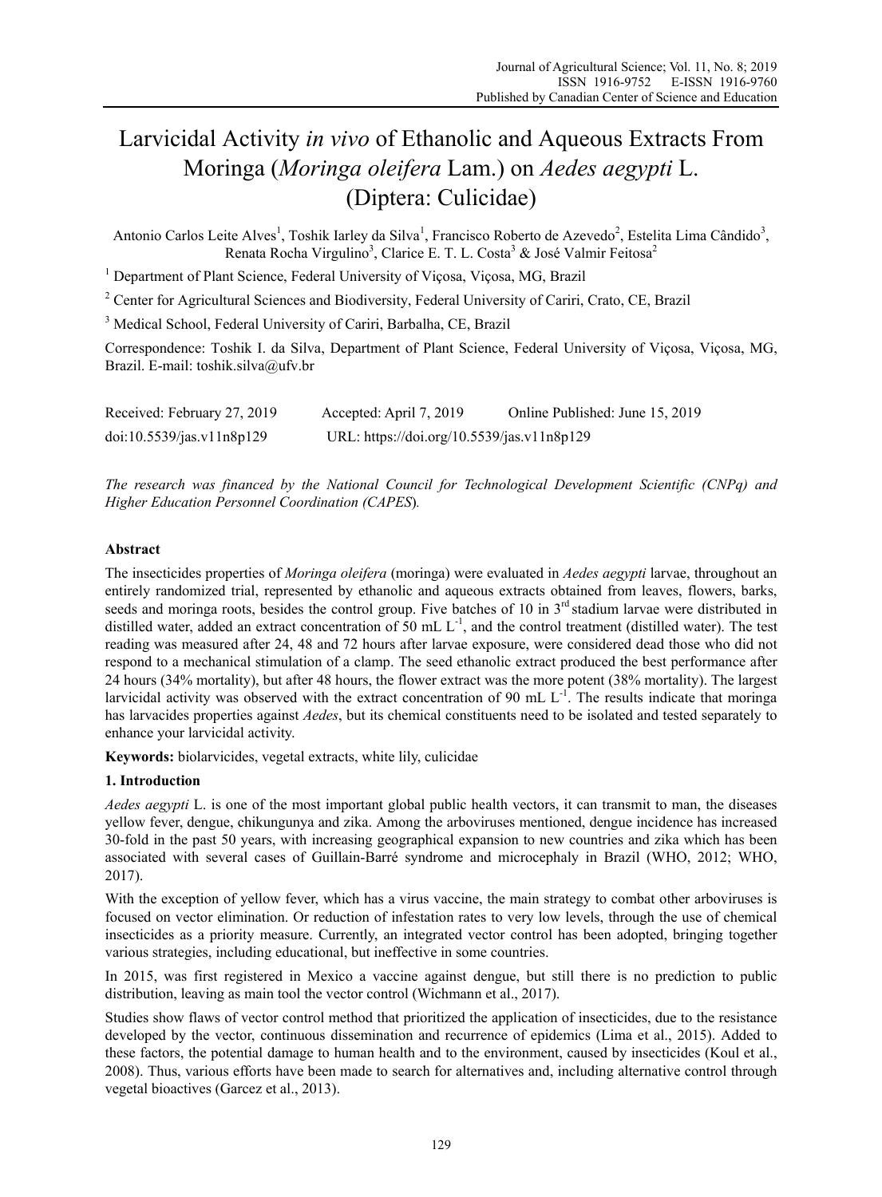# Larvicidal Activity *in vivo* of Ethanolic and Aqueous Extracts From Moringa (*Moringa oleifera* Lam.) on *Aedes aegypti* L. (Diptera: Culicidae)

Antonio Carlos Leite Alves[1], Toshik Iarley da Silva[1], Francisco Roberto de Azevedo[2], Estelita Lima Cândido[3], Renata Rocha Virgulino[3], Clarice E. T. L. Costa[3] & José Valmir Feitosa[2]

[1] Department of Plant Science, Federal University of Viçosa, Viçosa, MG, Brazil

[2] Center for Agricultural Sciences and Biodiversity, Federal University of Cariri, Crato, CE, Brazil

[3] Medical School, Federal University of Cariri, Barbalha, CE, Brazil

Correspondence: Toshik I. da Silva, Department of Plant Science, Federal University of Viçosa, Viçosa, MG, Brazil. E-mail: toshik.silva@ufv.br

Received: February 27, 2019 Accepted: April 7, 2019 Online Published: June 15, 2019

doi:10.5539/jas.v11n8p129 URL: https://doi.org/10.5539/jas.v11n8p129

*The research was financed by the National Council for Technological Development Scientific (CNPq) and Higher Education Personnel Coordination (CAPES).*

## Abstract

The insecticides properties of *Moringa oleifera* (moringa) were evaluated in *Aedes aegypti* larvae, throughout an entirely randomized trial, represented by ethanolic and aqueous extracts obtained from leaves, flowers, barks, seeds and moringa roots, besides the control group. Five batches of 10 in 3rd stadium larvae were distributed in distilled water, added an extract concentration of 50 mL $L^{-1}$, and the control treatment (distilled water). The test reading was measured after 24, 48 and 72 hours after larvae exposure, were considered dead those who did not respond to a mechanical stimulation of a clamp. The seed ethanolic extract produced the best performance after 24 hours (34% mortality), but after 48 hours, the flower extract was the more potent (38% mortality). The largest larvicidal activity was observed with the extract concentration of 90 mL $L^{-1}$. The results indicate that moringa has larvacides properties against *Aedes*, but its chemical constituents need to be isolated and tested separately to enhance your larvicidal activity.

**Keywords:** biolarvicides, vegetal extracts, white lily, culicidae

## 1. Introduction

*Aedes aegypti* L. is one of the most important global public health vectors, it can transmit to man, the diseases yellow fever, dengue, chikungunya and zika. Among the arboviruses mentioned, dengue incidence has increased 30-fold in the past 50 years, with increasing geographical expansion to new countries and zika which has been associated with several cases of Guillain-Barré syndrome and microcephaly in Brazil (WHO, 2012; WHO, 2017).

With the exception of yellow fever, which has a virus vaccine, the main strategy to combat other arboviruses is focused on vector elimination. Or reduction of infestation rates to very low levels, through the use of chemical insecticides as a priority measure. Currently, an integrated vector control has been adopted, bringing together various strategies, including educational, but ineffective in some countries.

In 2015, was first registered in Mexico a vaccine against dengue, but still there is no prediction to public distribution, leaving as main tool the vector control (Wichmann et al., 2017).

Studies show flaws of vector control method that prioritized the application of insecticides, due to the resistance developed by the vector, continuous dissemination and recurrence of epidemics (Lima et al., 2015). Added to these factors, the potential damage to human health and to the environment, caused by insecticides (Koul et al., 2008). Thus, various efforts have been made to search for alternatives and, including alternative control through vegetal bioactives (Garcez et al., 2013).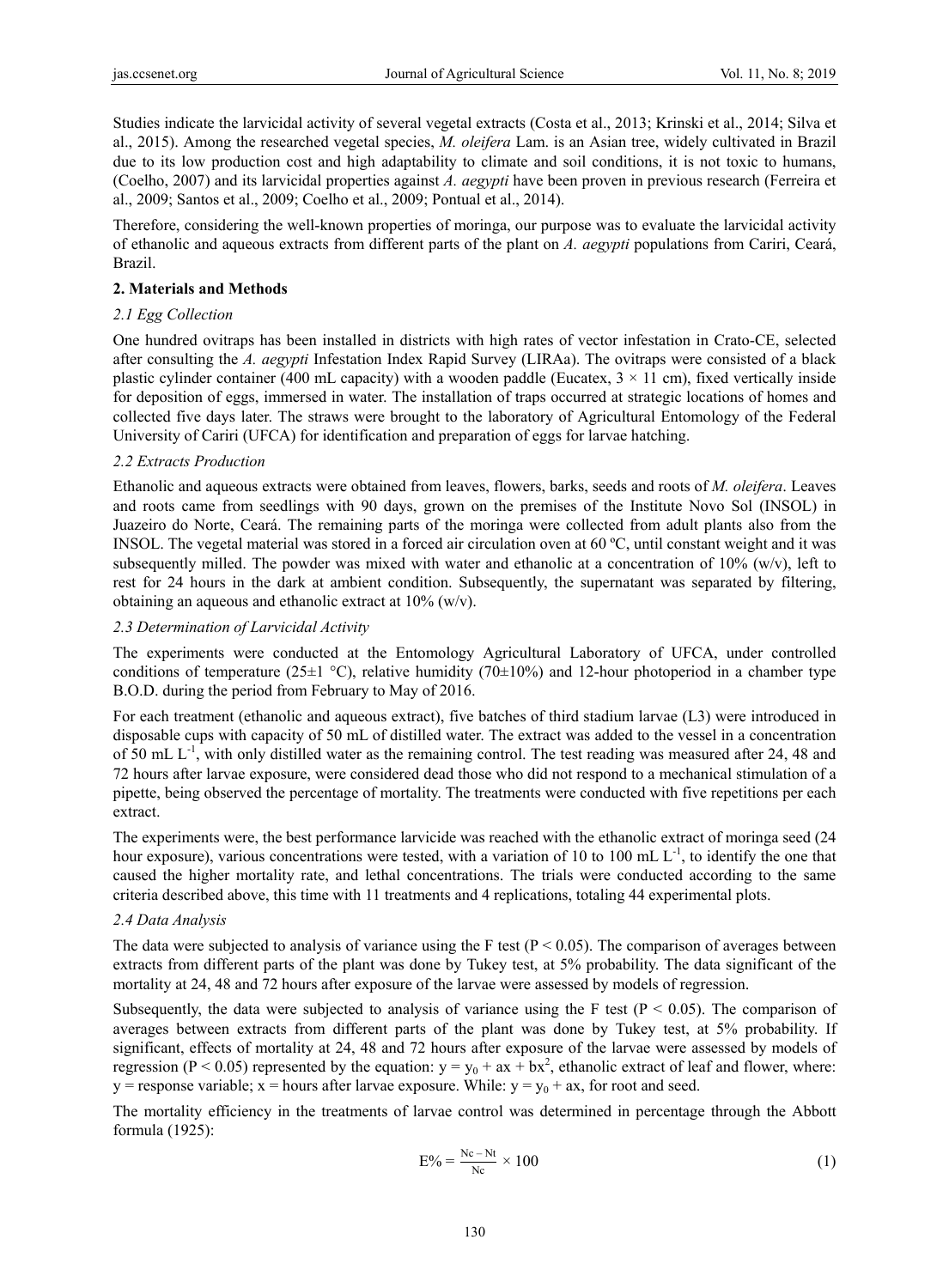Studies indicate the larvicidal activity of several vegetal extracts (Costa et al., 2013; Krinski et al., 2014; Silva et al., 2015). Among the researched vegetal species, *M. oleifera* Lam. is an Asian tree, widely cultivated in Brazil due to its low production cost and high adaptability to climate and soil conditions, it is not toxic to humans, (Coelho, 2007) and its larvicidal properties against *A. aegypti* have been proven in previous research (Ferreira et al., 2009; Santos et al., 2009; Coelho et al., 2009; Pontual et al., 2014).

Therefore, considering the well-known properties of moringa, our purpose was to evaluate the larvicidal activity of ethanolic and aqueous extracts from different parts of the plant on *A. aegypti* populations from Cariri, Ceará, Brazil.

## 2. Materials and Methods

### *2.1 Egg Collection*

One hundred ovitraps has been installed in districts with high rates of vector infestation in Crato-CE, selected after consulting the *A. aegypti* Infestation Index Rapid Survey (LIRAa). The ovitraps were consisted of a black plastic cylinder container (400 mL capacity) with a wooden paddle (Eucatex, 3 × 11 cm), fixed vertically inside for deposition of eggs, immersed in water. The installation of traps occurred at strategic locations of homes and collected five days later. The straws were brought to the laboratory of Agricultural Entomology of the Federal University of Cariri (UFCA) for identification and preparation of eggs for larvae hatching.

### *2.2 Extracts Production*

Ethanolic and aqueous extracts were obtained from leaves, flowers, barks, seeds and roots of *M. oleifera*. Leaves and roots came from seedlings with 90 days, grown on the premises of the Institute Novo Sol (INSOL) in Juazeiro do Norte, Ceará. The remaining parts of the moringa were collected from adult plants also from the INSOL. The vegetal material was stored in a forced air circulation oven at 60 ºC, until constant weight and it was subsequently milled. The powder was mixed with water and ethanolic at a concentration of 10% (w/v), left to rest for 24 hours in the dark at ambient condition. Subsequently, the supernatant was separated by filtering, obtaining an aqueous and ethanolic extract at 10% (w/v).

### *2.3 Determination of Larvicidal Activity*

The experiments were conducted at the Entomology Agricultural Laboratory of UFCA, under controlled conditions of temperature (25±1 °C), relative humidity (70±10%) and 12-hour photoperiod in a chamber type B.O.D. during the period from February to May of 2016.

For each treatment (ethanolic and aqueous extract), five batches of third stadium larvae (L3) were introduced in disposable cups with capacity of 50 mL of distilled water. The extract was added to the vessel in a concentration of 50 mL $L^{-1}$, with only distilled water as the remaining control. The test reading was measured after 24, 48 and 72 hours after larvae exposure, were considered dead those who did not respond to a mechanical stimulation of a pipette, being observed the percentage of mortality. The treatments were conducted with five repetitions per each extract.

The experiments were, the best performance larvicide was reached with the ethanolic extract of moringa seed (24 hour exposure), various concentrations were tested, with a variation of 10 to 100 mL $L^{-1}$, to identify the one that caused the higher mortality rate, and lethal concentrations. The trials were conducted according to the same criteria described above, this time with 11 treatments and 4 replications, totaling 44 experimental plots.

### *2.4 Data Analysis*

The data were subjected to analysis of variance using the F test ($P < 0.05$). The comparison of averages between extracts from different parts of the plant was done by Tukey test, at 5% probability. The data significant of the mortality at 24, 48 and 72 hours after exposure of the larvae were assessed by models of regression.

Subsequently, the data were subjected to analysis of variance using the F test ($P < 0.05$). The comparison of averages between extracts from different parts of the plant was done by Tukey test, at 5% probability. If significant, effects of mortality at 24, 48 and 72 hours after exposure of the larvae were assessed by models of regression ($P < 0.05$) represented by the equation: $y = y_0 + ax + bx^2$, ethanolic extract of leaf and flower, where: $y$ = response variable; $x$ = hours after larvae exposure. While: $y = y_0 + ax$, for root and seed.

The mortality efficiency in the treatments of larvae control was determined in percentage through the Abbott formula (1925):

$$E\% = \frac{Nc - Nt}{Nc} \times 100 \quad (1)$$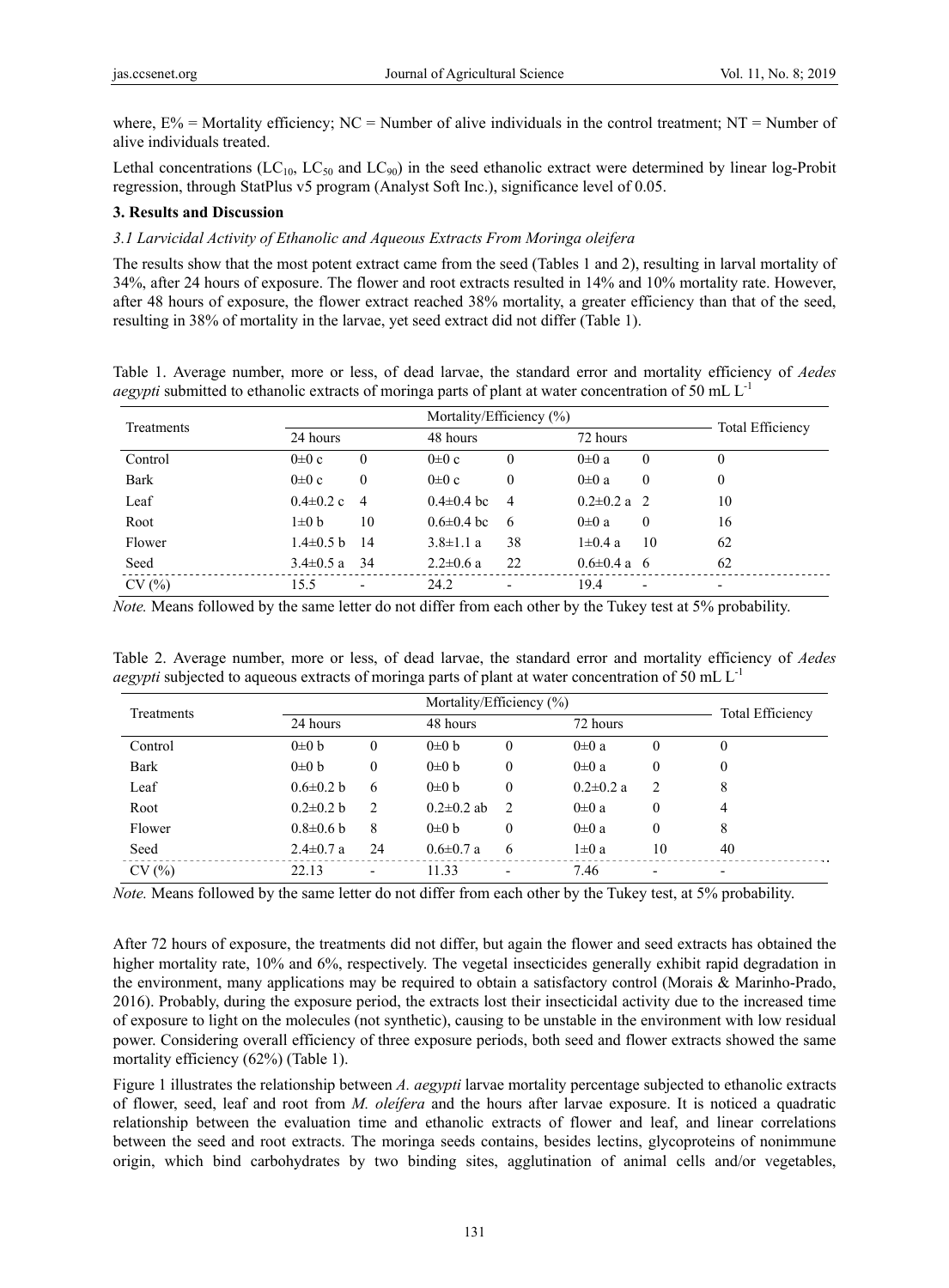where, E% = Mortality efficiency; NC = Number of alive individuals in the control treatment; NT = Number of alive individuals treated.

Lethal concentrations ($LC_{10}$, $LC_{50}$ and $LC_{90}$) in the seed ethanolic extract were determined by linear log-Probit regression, through StatPlus v5 program (Analyst Soft Inc.), significance level of 0.05.

## 3. Results and Discussion

### 3.1 Larvicidal Activity of Ethanolic and Aqueous Extracts From Moringa oleifera

The results show that the most potent extract came from the seed (Tables 1 and 2), resulting in larval mortality of 34%, after 24 hours of exposure. The flower and root extracts resulted in 14% and 10% mortality rate. However, after 48 hours of exposure, the flower extract reached 38% mortality, a greater efficiency than that of the seed, resulting in 38% of mortality in the larvae, yet seed extract did not differ (Table 1).

Table 1. Average number, more or less, of dead larvae, the standard error and mortality efficiency of *Aedes aegypti* submitted to ethanolic extracts of moringa parts of plant at water concentration of 50 mL $L^{-1}$

| Treatments | Mortality/Efficiency (%) | | | | | | Total Efficiency |
|---|---|---|---|---|---|---|---|
| | 24 hours | | 48 hours | | 72 hours | | |
| Control | 0±0 c | 0 | 0±0 c | 0 | 0±0 a | 0 | 0 |
| Bark | 0±0 c | 0 | 0±0 c | 0 | 0±0 a | 0 | 0 |
| Leaf | 0.4±0.2 c | 4 | 0.4±0.4 bc | 4 | 0.2±0.2 a | 2 | 10 |
| Root | 1±0 b | 10 | 0.6±0.4 bc | 6 | 0±0 a | 0 | 16 |
| Flower | 1.4±0.5 b | 14 | 3.8±1.1 a | 38 | 1±0.4 a | 10 | 62 |
| Seed | 3.4±0.5 a | 34 | 2.2±0.6 a | 22 | 0.6±0.4 a | 6 | 62 |
| CV (%) | 15.5 | - | 24.2 | - | 19.4 | - | - |

*Note.* Means followed by the same letter do not differ from each other by the Tukey test at 5% probability.

Table 2. Average number, more or less, of dead larvae, the standard error and mortality efficiency of *Aedes aegypti* subjected to aqueous extracts of moringa parts of plant at water concentration of 50 mL $L^{-1}$

| Treatments | Mortality/Efficiency (%) | | | | | | Total Efficiency |
|---|---|---|---|---|---|---|---|
| | 24 hours | | 48 hours | | 72 hours | | |
| Control | 0±0 b | 0 | 0±0 b | 0 | 0±0 a | 0 | 0 |
| Bark | 0±0 b | 0 | 0±0 b | 0 | 0±0 a | 0 | 0 |
| Leaf | 0.6±0.2 b | 6 | 0±0 b | 0 | 0.2±0.2 a | 2 | 8 |
| Root | 0.2±0.2 b | 2 | 0.2±0.2 ab | 2 | 0±0 a | 0 | 4 |
| Flower | 0.8±0.6 b | 8 | 0±0 b | 0 | 0±0 a | 0 | 8 |
| Seed | 2.4±0.7 a | 24 | 0.6±0.7 a | 6 | 1±0 a | 10 | 40 |
| CV (%) | 22.13 | - | 11.33 | - | 7.46 | - | - |

*Note.* Means followed by the same letter do not differ from each other by the Tukey test, at 5% probability.

After 72 hours of exposure, the treatments did not differ, but again the flower and seed extracts has obtained the higher mortality rate, 10% and 6%, respectively. The vegetal insecticides generally exhibit rapid degradation in the environment, many applications may be required to obtain a satisfactory control (Morais & Marinho-Prado, 2016). Probably, during the exposure period, the extracts lost their insecticidal activity due to the increased time of exposure to light on the molecules (not synthetic), causing to be unstable in the environment with low residual power. Considering overall efficiency of three exposure periods, both seed and flower extracts showed the same mortality efficiency (62%) (Table 1).

Figure 1 illustrates the relationship between *A. aegypti* larvae mortality percentage subjected to ethanolic extracts of flower, seed, leaf and root from *M. oleifera* and the hours after larvae exposure. It is noticed a quadratic relationship between the evaluation time and ethanolic extracts of flower and leaf, and linear correlations between the seed and root extracts. The moringa seeds contains, besides lectins, glycoproteins of nonimmune origin, which bind carbohydrates by two binding sites, agglutination of animal cells and/or vegetables,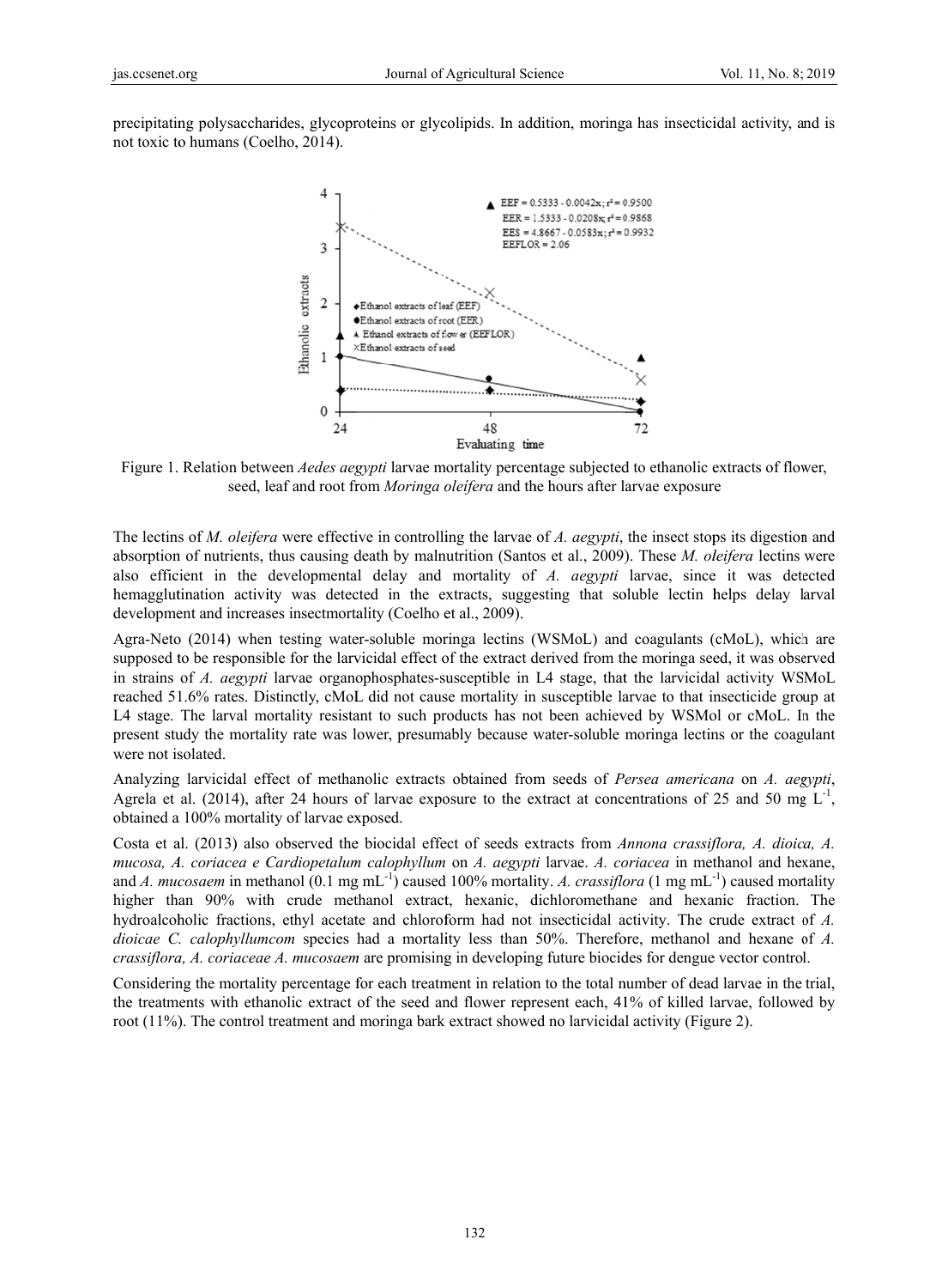precipitating polysaccharides, glycoproteins or glycolipids. In addition, moringa has insecticidal activity, and is not toxic to humans (Coelho, 2014).

Figure 1. Relation between *Aedes aegypti* larvae mortality percentage subjected to ethanolic extracts of flower, seed, leaf and root from *Moringa oleífera* and the hours after larvae exposure

The lectins of *M. oleifera* were effective in controlling the larvae of *A. aegypti*, the insect stops its digestion and absorption of nutrients, thus causing death by malnutrition (Santos et al., 2009). These *M. oleifera* lectins were also efficient in the developmental delay and mortality of *A. aegypti* larvae, since it was detected hemagglutination activity was detected in the extracts, suggesting that soluble lectin helps delay larval development and increases insectmortality (Coelho et al., 2009).

Agra-Neto (2014) when testing water-soluble moringa lectins (WSMoL) and coagulants (cMoL), which are supposed to be responsible for the larvicidal effect of the extract derived from the moringa seed, it was observed in strains of *A. aegypti* larvae organophosphates-susceptible in L4 stage, that the larvicidal activity WSMoL reached 51.6% rates. Distinctly, cMoL did not cause mortality in susceptible larvae to that insecticide group at L4 stage. The larval mortality resistant to such products has not been achieved by WSMol or cMoL. In the present study the mortality rate was lower, presumably because water-soluble moringa lectins or the coagulant were not isolated.

Analyzing larvicidal effect of methanolic extracts obtained from seeds of *Persea americana* on *A. aegypti*, Agrela et al. (2014), after 24 hours of larvae exposure to the extract at concentrations of 25 and 50 mg $L^{-1}$, obtained a 100% mortality of larvae exposed.

Costa et al. (2013) also observed the biocidal effect of seeds extracts from *Annona crassiflora, A. dioica, A. mucosa, A. coriacea e Cardiopetalum calophyllum* on *A. aegypti* larvae. *A. coriacea* in methanol and hexane, and *A. mucosaem* in methanol (0.1 mg $mL^{-1}$) caused 100% mortality. *A. crassiflora* (1 mg $mL^{-1}$) caused mortality higher than 90% with crude methanol extract, hexanic, dichloromethane and hexanic fraction. The hydroalcoholic fractions, ethyl acetate and chloroform had not insecticidal activity. The crude extract of *A. dioicae C. calophyllumcom* species had a mortality less than 50%. Therefore, methanol and hexane of *A. crassiflora, A. coriaceae A. mucosaem* are promising in developing future biocides for dengue vector control.

Considering the mortality percentage for each treatment in relation to the total number of dead larvae in the trial, the treatments with ethanolic extract of the seed and flower represent each, 41% of killed larvae, followed by root (11%). The control treatment and moringa bark extract showed no larvicidal activity (Figure 2).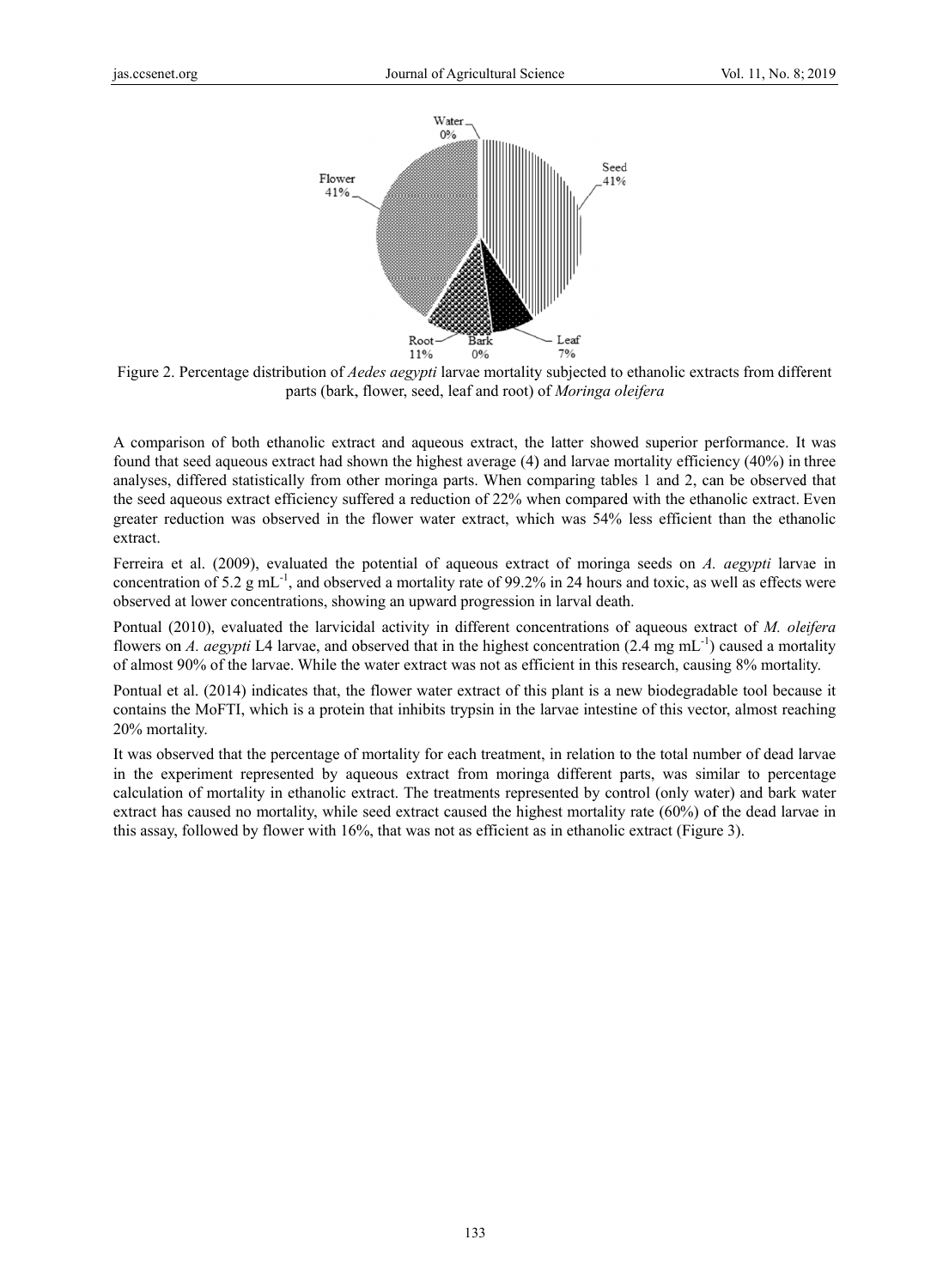Figure 2. Percentage distribution of *Aedes aegypti* larvae mortality subjected to ethanolic extracts from different parts (bark, flower, seed, leaf and root) of *Moringa oleifera*

A comparison of both ethanolic extract and aqueous extract, the latter showed superior performance. It was found that seed aqueous extract had shown the highest average (4) and larvae mortality efficiency (40%) in three analyses, differed statistically from other moringa parts. When comparing tables 1 and 2, can be observed that the seed aqueous extract efficiency suffered a reduction of 22% when compared with the ethanolic extract. Even greater reduction was observed in the flower water extract, which was 54% less efficient than the ethanolic extract.

Ferreira et al. (2009), evaluated the potential of aqueous extract of moringa seeds on *A. aegypti* larvae in concentration of 5.2 g $mL^{-1}$, and observed a mortality rate of 99.2% in 24 hours and toxic, as well as effects were observed at lower concentrations, showing an upward progression in larval death.

Pontual (2010), evaluated the larvicidal activity in different concentrations of aqueous extract of *M. oleifera* flowers on *A. aegypti* L4 larvae, and observed that in the highest concentration (2.4 mg $mL^{-1}$) caused a mortality of almost 90% of the larvae. While the water extract was not as efficient in this research, causing 8% mortality.

Pontual et al. (2014) indicates that, the flower water extract of this plant is a new biodegradable tool because it contains the MoFTI, which is a protein that inhibits trypsin in the larvae intestine of this vector, almost reaching 20% mortality.

It was observed that the percentage of mortality for each treatment, in relation to the total number of dead larvae in the experiment represented by aqueous extract from moringa different parts, was similar to percentage calculation of mortality in ethanolic extract. The treatments represented by control (only water) and bark water extract has caused no mortality, while seed extract caused the highest mortality rate (60%) of the dead larvae in this assay, followed by flower with 16%, that was not as efficient as in ethanolic extract (Figure 3).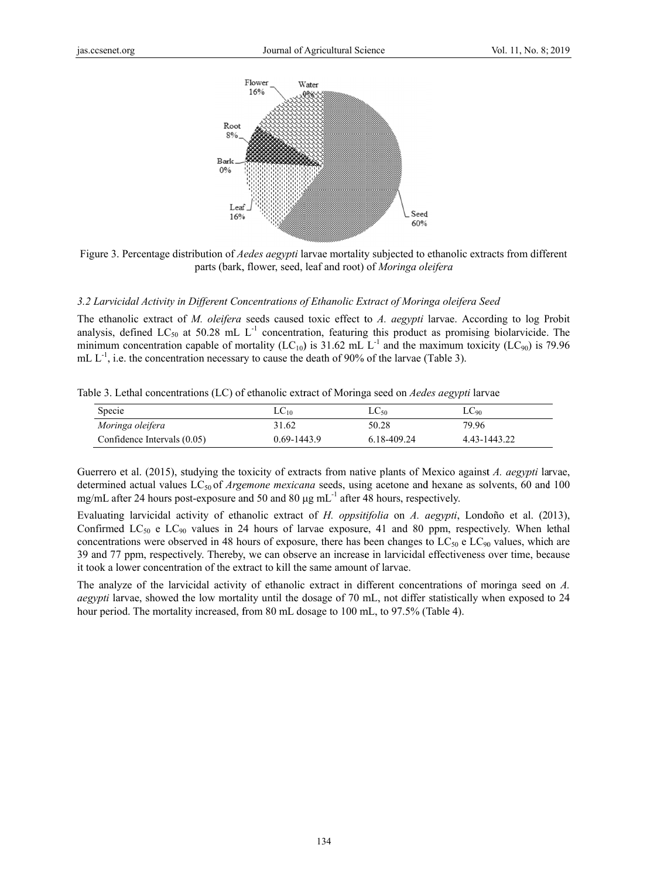Figure 3. Percentage distribution of *Aedes aegypti* larvae mortality subjected to ethanolic extracts from different parts (bark, flower, seed, leaf and root) of *Moringa oleifera*

### 3.2 Larvicidal Activity in Different Concentrations of Ethanolic Extract of Moringa oleifera Seed

The ethanolic extract of *M. oleifera* seeds caused toxic effect to *A. aegypti* larvae. According to log Probit analysis, defined $LC_{50}$ at 50.28 mL $L^{-1}$ concentration, featuring this product as promising biolarvicide. The minimum concentration capable of mortality ($LC_{10}$) is 31.62 mL $L^{-1}$ and the maximum toxicity ($LC_{90}$) is 79.96 mL $L^{-1}$, i.e. the concentration necessary to cause the death of 90% of the larvae (Table 3).

Table 3. Lethal concentrations (LC) of ethanolic extract of Moringa seed on *Aedes aegypti* larvae

| Specie | $LC_{10}$ | $LC_{50}$ | $LC_{90}$ |
|---|---|---|---|
| *Moringa oleifera* | 31.62 | 50.28 | 79.96 |
| Confidence Intervals (0.05) | 0.69-1443.9 | 6.18-409.24 | 4.43-1443.22 |

Guerrero et al. (2015), studying the toxicity of extracts from native plants of Mexico against *A. aegypti* larvae, determined actual values $LC_{50}$ of *Argemone mexicana* seeds, using acetone and hexane as solvents, 60 and 100 mg/mL after 24 hours post-exposure and 50 and 80 μg $mL^{-1}$ after 48 hours, respectively.

Evaluating larvicidal activity of ethanolic extract of *H. oppsitifolia* on *A. aegypti*, Londoño et al. (2013), Confirmed $LC_{50}$ e $LC_{90}$ values in 24 hours of larvae exposure, 41 and 80 ppm, respectively. When lethal concentrations were observed in 48 hours of exposure, there has been changes to $LC_{50}$ e $LC_{90}$ values, which are 39 and 77 ppm, respectively. Thereby, we can observe an increase in larvicidal effectiveness over time, because it took a lower concentration of the extract to kill the same amount of larvae.

The analyze of the larvicidal activity of ethanolic extract in different concentrations of moringa seed on *A. aegypti* larvae, showed the low mortality until the dosage of 70 mL, not differ statistically when exposed to 24 hour period. The mortality increased, from 80 mL dosage to 100 mL, to 97.5% (Table 4).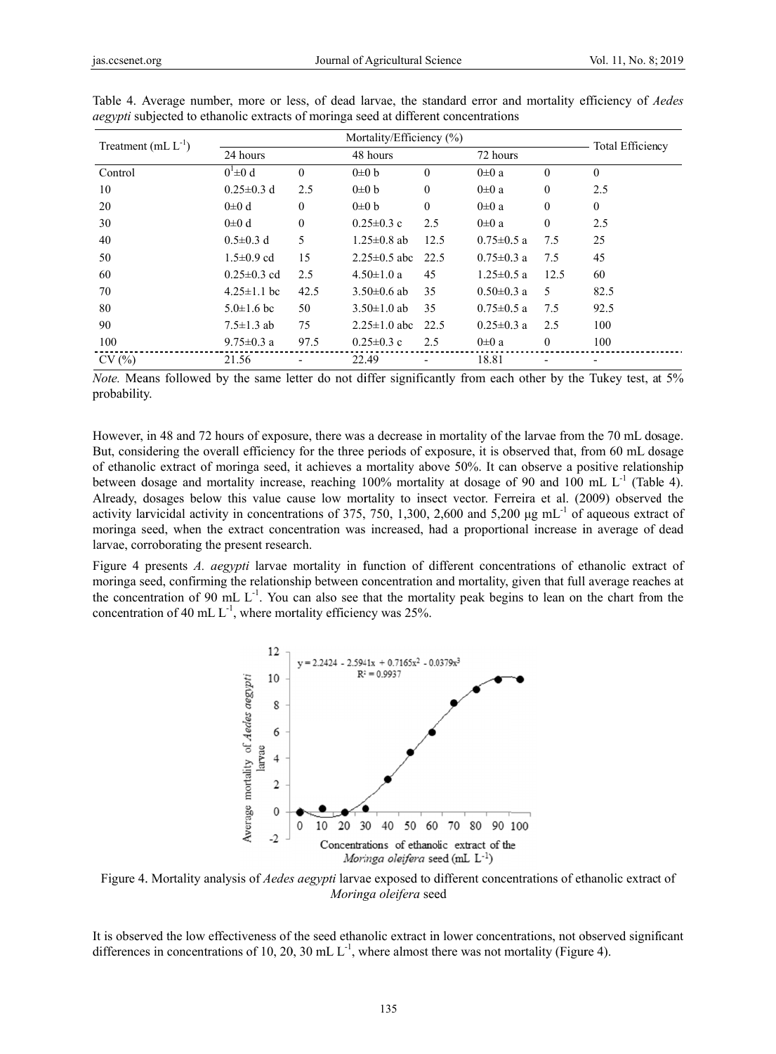Table 4. Average number, more or less, of dead larvae, the standard error and mortality efficiency of *Aedes aegypti* subjected to ethanolic extracts of moringa seed at different concentrations

| Treatment (mL $L^{-1}$) | Mortality/Efficiency (%) | | | | | | Total Efficiency |
|---|---|---|---|---|---|---|---|
| | 24 hours | | 48 hours | | 72 hours | | |
| Control | $0^1$±0 d | 0 | 0±0 b | 0 | 0±0 a | 0 | 0 |
| 10 | 0.25±0.3 d | 2.5 | 0±0 b | 0 | 0±0 a | 0 | 2.5 |
| 20 | 0±0 d | 0 | 0±0 b | 0 | 0±0 a | 0 | 0 |
| 30 | 0±0 d | 0 | 0.25±0.3 c | 2.5 | 0±0 a | 0 | 2.5 |
| 40 | 0.5±0.3 d | 5 | 1.25±0.8 ab | 12.5 | 0.75±0.5 a | 7.5 | 25 |
| 50 | 1.5±0.9 cd | 15 | 2.25±0.5 abc | 22.5 | 0.75±0.3 a | 7.5 | 45 |
| 60 | 0.25±0.3 cd | 2.5 | 4.50±1.0 a | 45 | 1.25±0.5 a | 12.5 | 60 |
| 70 | 4.25±1.1 bc | 42.5 | 3.50±0.6 ab | 35 | 0.50±0.3 a | 5 | 82.5 |
| 80 | 5.0±1.6 bc | 50 | 3.50±1.0 ab | 35 | 0.75±0.5 a | 7.5 | 92.5 |
| 90 | 7.5±1.3 ab | 75 | 2.25±1.0 abc | 22.5 | 0.25±0.3 a | 2.5 | 100 |
| 100 | 9.75±0.3 a | 97.5 | 0.25±0.3 c | 2.5 | 0±0 a | 0 | 100 |
| CV (%) | 21.56 | - | 22.49 | - | 18.81 | - | - |

*Note.* Means followed by the same letter do not differ significantly from each other by the Tukey test, at 5% probability.

However, in 48 and 72 hours of exposure, there was a decrease in mortality of the larvae from the 70 mL dosage. But, considering the overall efficiency for the three periods of exposure, it is observed that, from 60 mL dosage of ethanolic extract of moringa seed, it achieves a mortality above 50%. It can observe a positive relationship between dosage and mortality increase, reaching 100% mortality at dosage of 90 and 100 mL $L^{-1}$ (Table 4). Already, dosages below this value cause low mortality to insect vector. Ferreira et al. (2009) observed the activity larvicidal activity in concentrations of 375, 750, 1,300, 2,600 and 5,200 μg $mL^{-1}$ of aqueous extract of moringa seed, when the extract concentration was increased, had a proportional increase in average of dead larvae, corroborating the present research.

Figure 4 presents *A. aegypti* larvae mortality in function of different concentrations of ethanolic extract of moringa seed, confirming the relationship between concentration and mortality, given that full average reaches at the concentration of 90 mL $L^{-1}$. You can also see that the mortality peak begins to lean on the chart from the concentration of 40 mL $L^{-1}$, where mortality efficiency was 25%.

$$y = 2.2424 - 2.5941x + 0.7165x^2 - 0.0379x^3$$
$$R^2 = 0.9937$$

Figure 4. Mortality analysis of *Aedes aegypti* larvae exposed to different concentrations of ethanolic extract of *Moringa oleifera* seed

It is observed the low effectiveness of the seed ethanolic extract in lower concentrations, not observed significant differences in concentrations of 10, 20, 30 mL $L^{-1}$, where almost there was not mortality (Figure 4).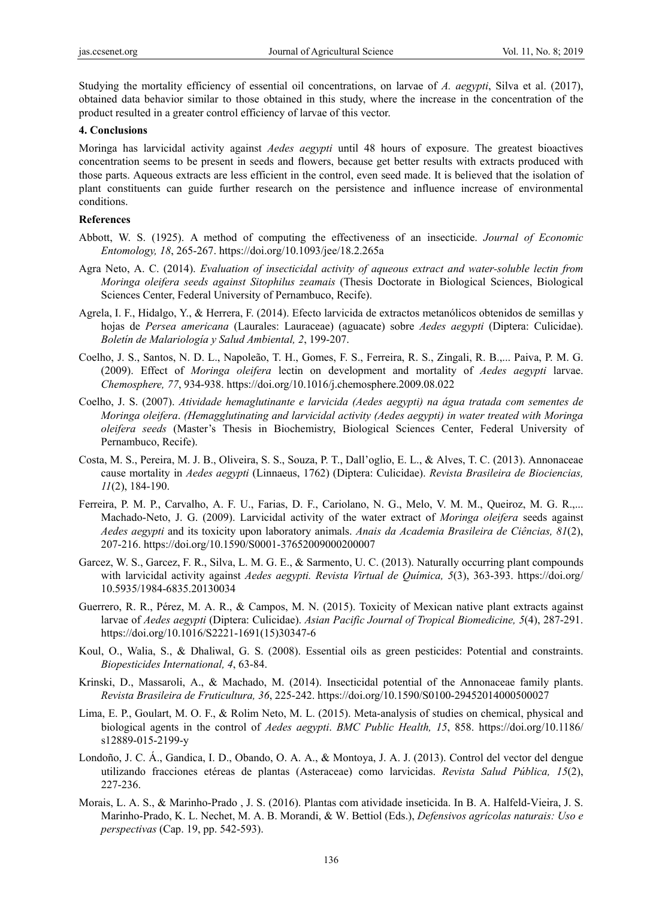Studying the mortality efficiency of essential oil concentrations, on larvae of *A. aegypti*, Silva et al. (2017), obtained data behavior similar to those obtained in this study, where the increase in the concentration of the product resulted in a greater control efficiency of larvae of this vector.

## 4. Conclusions

Moringa has larvicidal activity against *Aedes aegypti* until 48 hours of exposure. The greatest bioactives concentration seems to be present in seeds and flowers, because get better results with extracts produced with those parts. Aqueous extracts are less efficient in the control, even seed made. It is believed that the isolation of plant constituents can guide further research on the persistence and influence increase of environmental conditions.

## References

Abbott, W. S. (1925). A method of computing the effectiveness of an insecticide. *Journal of Economic Entomology, 18*, 265-267. https://doi.org/10.1093/jee/18.2.265a

Agra Neto, A. C. (2014). *Evaluation of insecticidal activity of aqueous extract and water-soluble lectin from Moringa oleifera seeds against Sitophilus zeamais* (Thesis Doctorate in Biological Sciences, Biological Sciences Center, Federal University of Pernambuco, Recife).

Agrela, I. F., Hidalgo, Y., & Herrera, F. (2014). Efecto larvicida de extractos metanólicos obtenidos de semillas y hojas de *Persea americana* (Laurales: Lauraceae) (aguacate) sobre *Aedes aegypti* (Diptera: Culicidae). *Boletín de Malariología y Salud Ambiental, 2*, 199-207.

Coelho, J. S., Santos, N. D. L., Napoleão, T. H., Gomes, F. S., Ferreira, R. S., Zingali, R. B.,... Paiva, P. M. G. (2009). Effect of *Moringa oleifera* lectin on development and mortality of *Aedes aegypti* larvae. *Chemosphere, 77*, 934-938. https://doi.org/10.1016/j.chemosphere.2009.08.022

Coelho, J. S. (2007). *Atividade hemaglutinante e larvicida (Aedes aegypti) na água tratada com sementes de Moringa oleifera*. *(Hemagglutinating and larvicidal activity (Aedes aegypti) in water treated with Moringa oleifera seeds* (Master's Thesis in Biochemistry, Biological Sciences Center, Federal University of Pernambuco, Recife).

Costa, M. S., Pereira, M. J. B., Oliveira, S. S., Souza, P. T., Dall'oglio, E. L., & Alves, T. C. (2013). Annonaceae cause mortality in *Aedes aegypti* (Linnaeus, 1762) (Diptera: Culicidae). *Revista Brasileira de Biociencias, 11*(2), 184-190.

Ferreira, P. M. P., Carvalho, A. F. U., Farias, D. F., Cariolano, N. G., Melo, V. M. M., Queiroz, M. G. R.,... Machado-Neto, J. G. (2009). Larvicidal activity of the water extract of *Moringa oleifera* seeds against *Aedes aegypti* and its toxicity upon laboratory animals. *Anais da Academia Brasileira de Ciências, 81*(2), 207-216. https://doi.org/10.1590/S0001-37652009000200007

Garcez, W. S., Garcez, F. R., Silva, L. M. G. E., & Sarmento, U. C. (2013). Naturally occurring plant compounds with larvicidal activity against *Aedes aegypti*. *Revista Virtual de Química, 5*(3), 363-393. https://doi.org/10.5935/1984-6835.20130034

Guerrero, R. R., Pérez, M. A. R., & Campos, M. N. (2015). Toxicity of Mexican native plant extracts against larvae of *Aedes aegypti* (Diptera: Culicidae). *Asian Pacific Journal of Tropical Biomedicine, 5*(4), 287-291. https://doi.org/10.1016/S2221-1691(15)30347-6

Koul, O., Walia, S., & Dhaliwal, G. S. (2008). Essential oils as green pesticides: Potential and constraints. *Biopesticides International, 4*, 63-84.

Krinski, D., Massaroli, A., & Machado, M. (2014). Insecticidal potential of the Annonaceae family plants. *Revista Brasileira de Fruticultura, 36*, 225-242. https://doi.org/10.1590/S0100-29452014000500027

Lima, E. P., Goulart, M. O. F., & Rolim Neto, M. L. (2015). Meta-analysis of studies on chemical, physical and biological agents in the control of *Aedes aegypti*. *BMC Public Health, 15*, 858. https://doi.org/10.1186/s12889-015-2199-y

Londoño, J. C. Á., Gandica, I. D., Obando, O. A. A., & Montoya, J. A. J. (2013). Control del vector del dengue utilizando fracciones etéreas de plantas (Asteraceae) como larvicidas. *Revista Salud Pública, 15*(2), 227-236.

Morais, L. A. S., & Marinho-Prado , J. S. (2016). Plantas com atividade inseticida. In B. A. Halfeld-Vieira, J. S. Marinho-Prado, K. L. Nechet, M. A. B. Morandi, & W. Bettiol (Eds.), *Defensivos agrícolas naturais: Uso e perspectivas* (Cap. 19, pp. 542-593).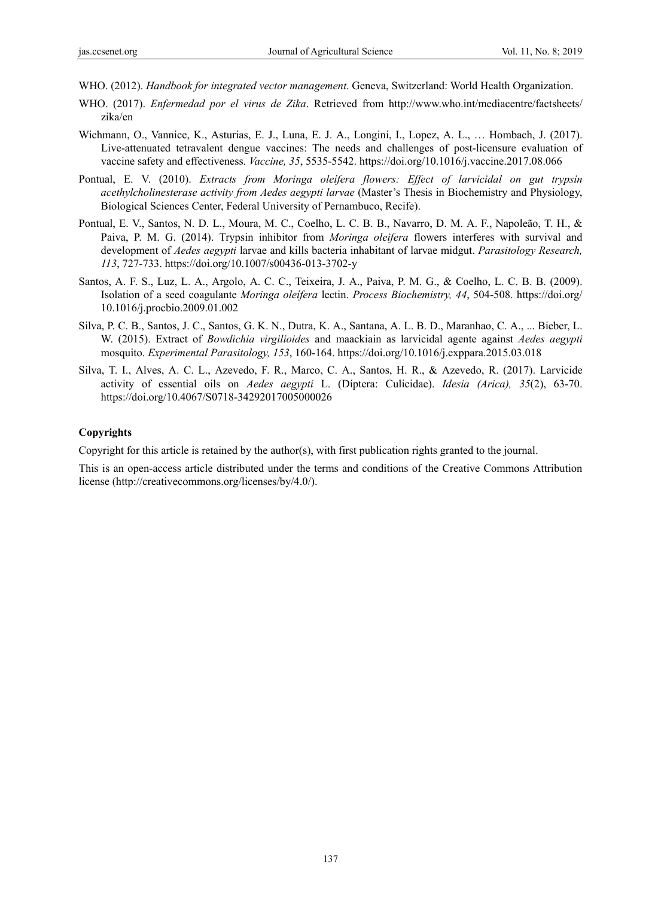WHO. (2012). *Handbook for integrated vector management*. Geneva, Switzerland: World Health Organization.

WHO. (2017). *Enfermedad por el virus de Zika*. Retrieved from http://www.who.int/mediacentre/factsheets/zika/en

Wichmann, O., Vannice, K., Asturias, E. J., Luna, E. J. A., Longini, I., Lopez, A. L., … Hombach, J. (2017). Live-attenuated tetravalent dengue vaccines: The needs and challenges of post-licensure evaluation of vaccine safety and effectiveness. *Vaccine, 35*, 5535-5542. https://doi.org/10.1016/j.vaccine.2017.08.066

Pontual, E. V. (2010). *Extracts from Moringa oleífera flowers: Effect of larvicidal on gut trypsin acethylcholinesterase activity from Aedes aegypti larvae* (Master's Thesis in Biochemistry and Physiology, Biological Sciences Center, Federal University of Pernambuco, Recife).

Pontual, E. V., Santos, N. D. L., Moura, M. C., Coelho, L. C. B. B., Navarro, D. M. A. F., Napoleão, T. H., & Paiva, P. M. G. (2014). Trypsin inhibitor from *Moringa oleifera* flowers interferes with survival and development of *Aedes aegypti* larvae and kills bacteria inhabitant of larvae midgut. *Parasitology Research, 113*, 727-733. https://doi.org/10.1007/s00436-013-3702-y

Santos, A. F. S., Luz, L. A., Argolo, A. C. C., Teixeira, J. A., Paiva, P. M. G., & Coelho, L. C. B. B. (2009). Isolation of a seed coagulante *Moringa oleífera* lectin. *Process Biochemistry, 44*, 504-508. https://doi.org/10.1016/j.procbio.2009.01.002

Silva, P. C. B., Santos, J. C., Santos, G. K. N., Dutra, K. A., Santana, A. L. B. D., Maranhao, C. A., ... Bieber, L. W. (2015). Extract of *Bowdichia virgilioides* and maackiain as larvicidal agente against *Aedes aegypti* mosquito. *Experimental Parasitology, 153*, 160-164. https://doi.org/10.1016/j.exppara.2015.03.018

Silva, T. I., Alves, A. C. L., Azevedo, F. R., Marco, C. A., Santos, H. R., & Azevedo, R. (2017). Larvicide activity of essential oils on *Aedes aegypti* L. (Díptera: Culicidae). *Idesia (Arica), 35*(2), 63-70. https://doi.org/10.4067/S0718-34292017005000026

**Copyrights**

Copyright for this article is retained by the author(s), with first publication rights granted to the journal.

This is an open-access article distributed under the terms and conditions of the Creative Commons Attribution license (http://creativecommons.org/licenses/by/4.0/).